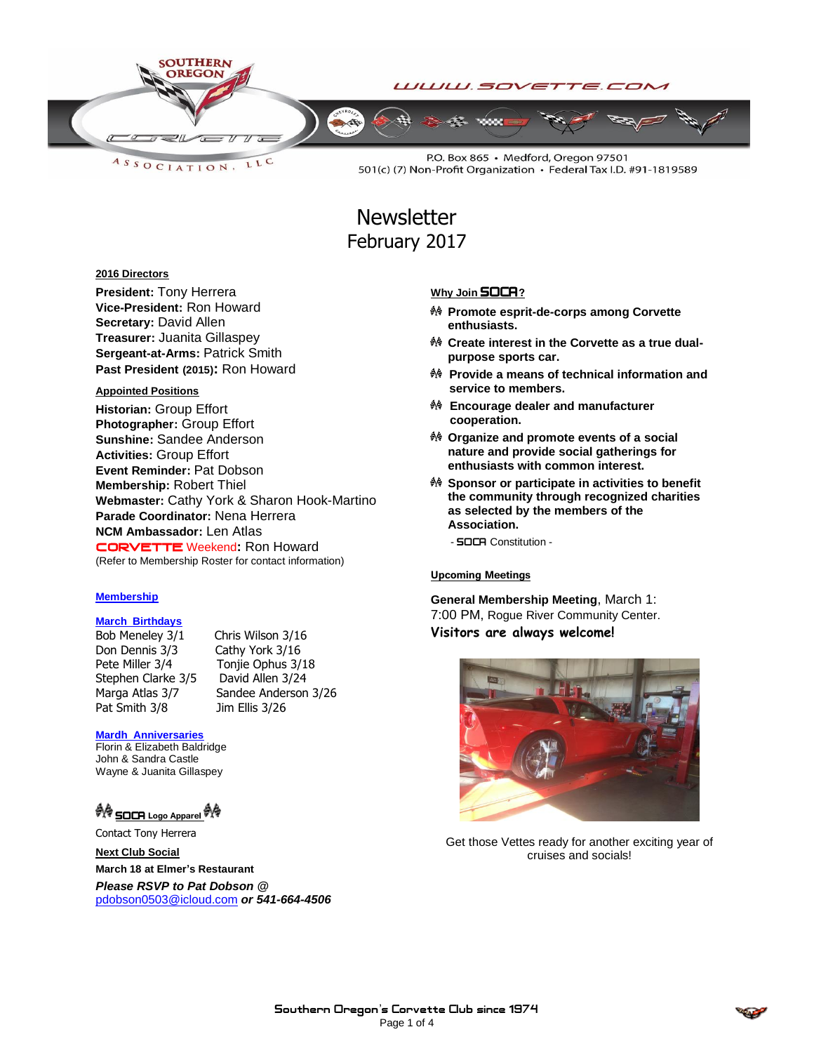SOUTHERN OREGON CORVETTE ASSOCIATION, LLC

WWW.SOVETTE.COM

P.O. Box 865 • Medford, Oregon 97501
501(c) (7) Non-Profit Organization • Federal Tax I.D. #91-1819589

# Newsletter
## February 2017

**2016 Directors**

**President:** Tony Herrera
**Vice-President:** Ron Howard
**Secretary:** David Allen
**Treasurer:** Juanita Gillaspey
**Sergeant-at-Arms:** Patrick Smith
**Past President (2015):** Ron Howard

**Appointed Positions**

**Historian:** Group Effort
**Photographer:** Group Effort
**Sunshine:** Sandee Anderson
**Activities:** Group Effort
**Event Reminder:** Pat Dobson
**Membership:** Robert Thiel
**Webmaster:** Cathy York & Sharon Hook-Martino
**Parade Coordinator:** Nena Herrera
**NCM Ambassador:** Len Atlas
CORVETTE Weekend**:** Ron Howard
(Refer to Membership Roster for contact information)

**Membership**

**March Birthdays**

| | |
|---|---|
| Bob Meneley 3/1 | Chris Wilson 3/16 |
| Don Dennis 3/3 | Cathy York 3/16 |
| Pete Miller 3/4 | Tonjie Ophus 3/18 |
| Stephen Clarke 3/5 | David Allen 3/24 |
| Marga Atlas 3/7 | Sandee Anderson 3/26 |
| Pat Smith 3/8 | Jim Ellis 3/26 |

**Mardh Anniversaries**

Florin & Elizabeth Baldridge
John & Sandra Castle
Wayne & Juanita Gillaspey

**SOCA Logo Apparel**

Contact Tony Herrera

**Next Club Social**

**March 18 at Elmer's Restaurant**

***Please RSVP to Pat Dobson @*** pdobson0503@icloud.com ***or 541-664-4506***

**Why Join SOCA?**

- **Promote esprit-de-corps among Corvette enthusiasts.**
- **Create interest in the Corvette as a true dual-purpose sports car.**
- **Provide a means of technical information and service to members.**
- **Encourage dealer and manufacturer cooperation.**
- **Organize and promote events of a social nature and provide social gatherings for enthusiasts with common interest.**
- **Sponsor or participate in activities to benefit the community through recognized charities as selected by the members of the Association.**

\- SOCA Constitution -

**Upcoming Meetings**

**General Membership Meeting**, March 1:
7:00 PM, Rogue River Community Center.
**Visitors are always welcome!**

Get those Vettes ready for another exciting year of cruises and socials!

Southern Oregon's Corvette Club since 1974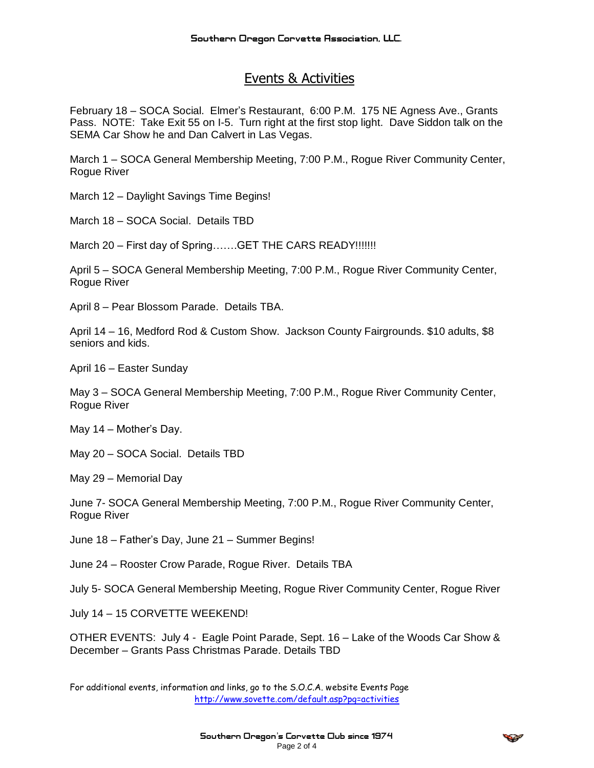# Events & Activities

February 18 – SOCA Social. Elmer's Restaurant, 6:00 P.M. 175 NE Agness Ave., Grants Pass. NOTE: Take Exit 55 on I-5. Turn right at the first stop light. Dave Siddon talk on the SEMA Car Show he and Dan Calvert in Las Vegas.

March 1 – SOCA General Membership Meeting, 7:00 P.M., Rogue River Community Center, Rogue River

March 12 – Daylight Savings Time Begins!

March 18 – SOCA Social. Details TBD

March 20 – First day of Spring…….GET THE CARS READY!!!!!!!

April 5 – SOCA General Membership Meeting, 7:00 P.M., Rogue River Community Center, Rogue River

April 8 – Pear Blossom Parade. Details TBA.

April 14 – 16, Medford Rod & Custom Show. Jackson County Fairgrounds. $10 adults, $8 seniors and kids.

April 16 – Easter Sunday

May 3 – SOCA General Membership Meeting, 7:00 P.M., Rogue River Community Center, Rogue River

May 14 – Mother's Day.

May 20 – SOCA Social. Details TBD

May 29 – Memorial Day

June 7- SOCA General Membership Meeting, 7:00 P.M., Rogue River Community Center, Rogue River

June 18 – Father's Day, June 21 – Summer Begins!

June 24 – Rooster Crow Parade, Rogue River. Details TBA

July 5- SOCA General Membership Meeting, Rogue River Community Center, Rogue River

July 14 – 15 CORVETTE WEEKEND!

OTHER EVENTS: July 4 - Eagle Point Parade, Sept. 16 – Lake of the Woods Car Show & December – Grants Pass Christmas Parade. Details TBD

For additional events, information and links, go to the S.O.C.A. website Events Page
http://www.sovette.com/default.asp?pg=activities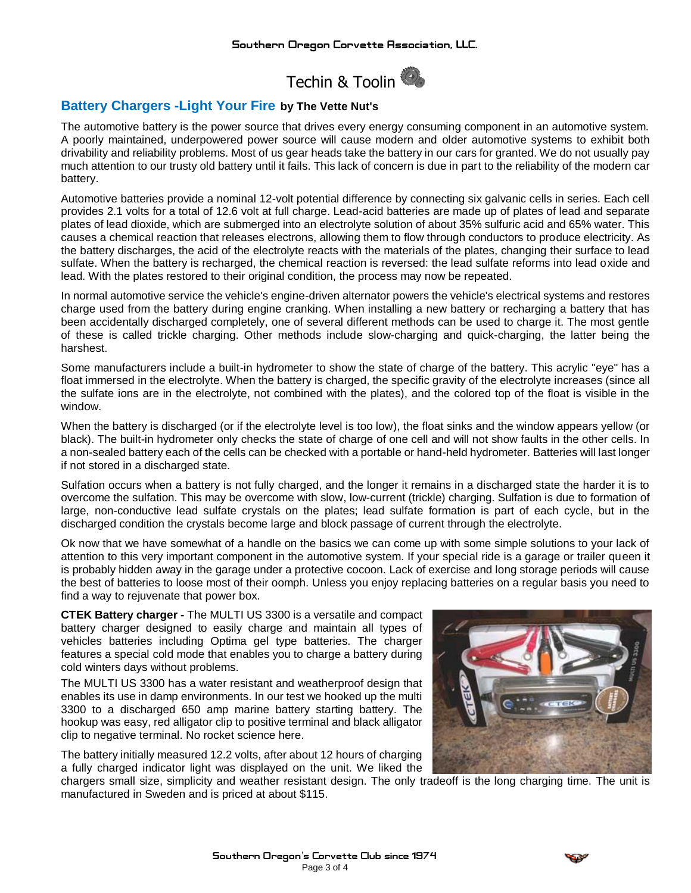# Techin & Toolin

## Battery Chargers -Light Your Fire **by The Vette Nut's**

The automotive battery is the power source that drives every energy consuming component in an automotive system. A poorly maintained, underpowered power source will cause modern and older automotive systems to exhibit both drivability and reliability problems. Most of us gear heads take the battery in our cars for granted. We do not usually pay much attention to our trusty old battery until it fails. This lack of concern is due in part to the reliability of the modern car battery.

Automotive batteries provide a nominal 12-volt potential difference by connecting six galvanic cells in series. Each cell provides 2.1 volts for a total of 12.6 volt at full charge. Lead-acid batteries are made up of plates of lead and separate plates of lead dioxide, which are submerged into an electrolyte solution of about 35% sulfuric acid and 65% water. This causes a chemical reaction that releases electrons, allowing them to flow through conductors to produce electricity. As the battery discharges, the acid of the electrolyte reacts with the materials of the plates, changing their surface to lead sulfate. When the battery is recharged, the chemical reaction is reversed: the lead sulfate reforms into lead oxide and lead. With the plates restored to their original condition, the process may now be repeated.

In normal automotive service the vehicle's engine-driven alternator powers the vehicle's electrical systems and restores charge used from the battery during engine cranking. When installing a new battery or recharging a battery that has been accidentally discharged completely, one of several different methods can be used to charge it. The most gentle of these is called trickle charging. Other methods include slow-charging and quick-charging, the latter being the harshest.

Some manufacturers include a built-in hydrometer to show the state of charge of the battery. This acrylic "eye" has a float immersed in the electrolyte. When the battery is charged, the specific gravity of the electrolyte increases (since all the sulfate ions are in the electrolyte, not combined with the plates), and the colored top of the float is visible in the window.

When the battery is discharged (or if the electrolyte level is too low), the float sinks and the window appears yellow (or black). The built-in hydrometer only checks the state of charge of one cell and will not show faults in the other cells. In a non-sealed battery each of the cells can be checked with a portable or hand-held hydrometer. Batteries will last longer if not stored in a discharged state.

Sulfation occurs when a battery is not fully charged, and the longer it remains in a discharged state the harder it is to overcome the sulfation. This may be overcome with slow, low-current (trickle) charging. Sulfation is due to formation of large, non-conductive lead sulfate crystals on the plates; lead sulfate formation is part of each cycle, but in the discharged condition the crystals become large and block passage of current through the electrolyte.

Ok now that we have somewhat of a handle on the basics we can come up with some simple solutions to your lack of attention to this very important component in the automotive system. If your special ride is a garage or trailer queen it is probably hidden away in the garage under a protective cocoon. Lack of exercise and long storage periods will cause the best of batteries to loose most of their oomph. Unless you enjoy replacing batteries on a regular basis you need to find a way to rejuvenate that power box.

**CTEK Battery charger -** The MULTI US 3300 is a versatile and compact battery charger designed to easily charge and maintain all types of vehicles batteries including Optima gel type batteries. The charger features a special cold mode that enables you to charge a battery during cold winters days without problems.

The MULTI US 3300 has a water resistant and weatherproof design that enables its use in damp environments. In our test we hooked up the multi 3300 to a discharged 650 amp marine battery starting battery. The hookup was easy, red alligator clip to positive terminal and black alligator clip to negative terminal. No rocket science here.

The battery initially measured 12.2 volts, after about 12 hours of charging a fully charged indicator light was displayed on the unit. We liked the chargers small size, simplicity and weather resistant design. The only tradeoff is the long charging time. The unit is manufactured in Sweden and is priced at about $115.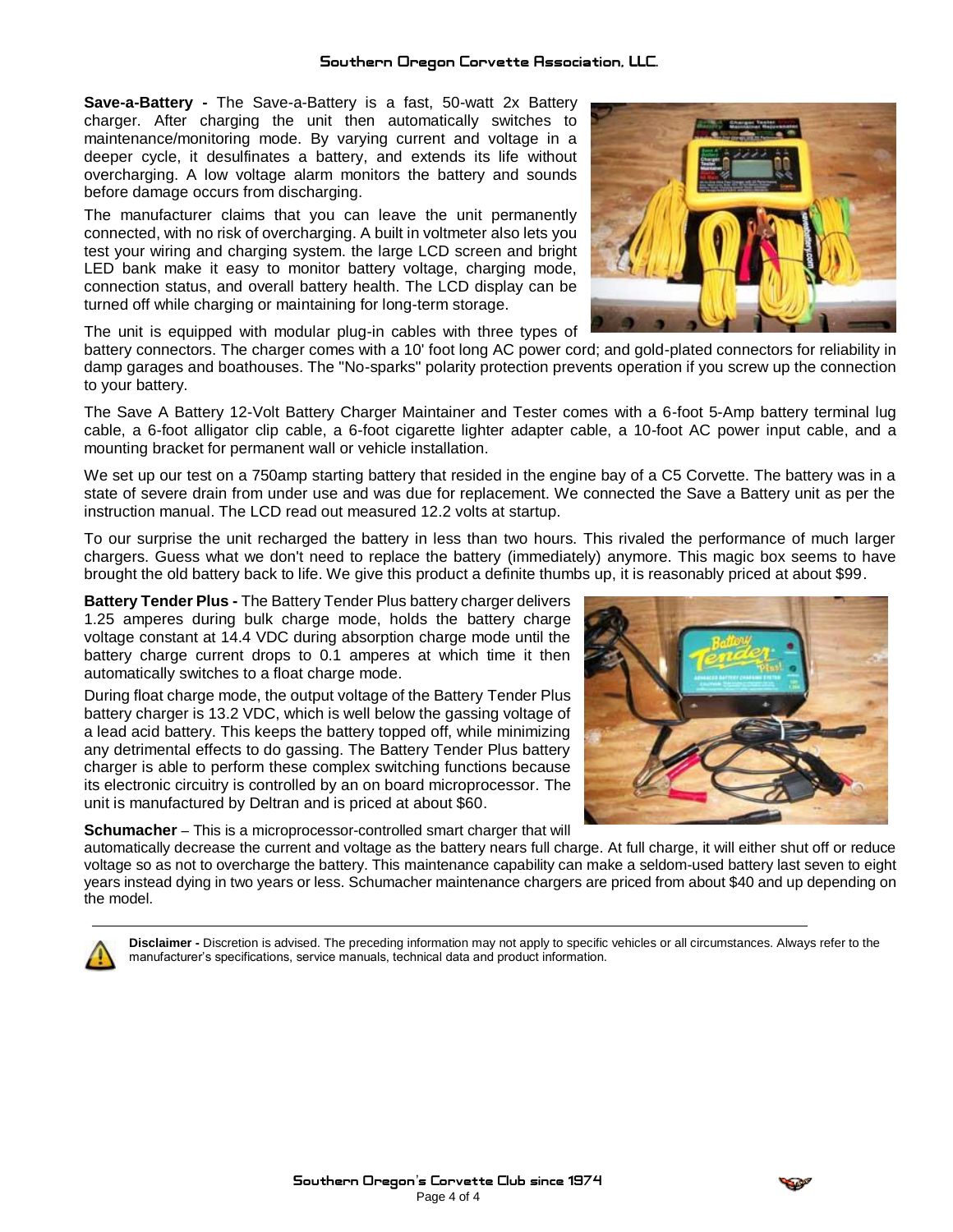**Save-a-Battery -** The Save-a-Battery is a fast, 50-watt 2x Battery charger. After charging the unit then automatically switches to maintenance/monitoring mode. By varying current and voltage in a deeper cycle, it desulfinates a battery, and extends its life without overcharging. A low voltage alarm monitors the battery and sounds before damage occurs from discharging.

The manufacturer claims that you can leave the unit permanently connected, with no risk of overcharging. A built in voltmeter also lets you test your wiring and charging system. the large LCD screen and bright LED bank make it easy to monitor battery voltage, charging mode, connection status, and overall battery health. The LCD display can be turned off while charging or maintaining for long-term storage.

The unit is equipped with modular plug-in cables with three types of battery connectors. The charger comes with a 10' foot long AC power cord; and gold-plated connectors for reliability in damp garages and boathouses. The "No-sparks" polarity protection prevents operation if you screw up the connection to your battery.

The Save A Battery 12-Volt Battery Charger Maintainer and Tester comes with a 6-foot 5-Amp battery terminal lug cable, a 6-foot alligator clip cable, a 6-foot cigarette lighter adapter cable, a 10-foot AC power input cable, and a mounting bracket for permanent wall or vehicle installation.

We set up our test on a 750amp starting battery that resided in the engine bay of a C5 Corvette. The battery was in a state of severe drain from under use and was due for replacement. We connected the Save a Battery unit as per the instruction manual. The LCD read out measured 12.2 volts at startup.

To our surprise the unit recharged the battery in less than two hours. This rivaled the performance of much larger chargers. Guess what we don't need to replace the battery (immediately) anymore. This magic box seems to have brought the old battery back to life. We give this product a definite thumbs up, it is reasonably priced at about $99.

**Battery Tender Plus -** The Battery Tender Plus battery charger delivers 1.25 amperes during bulk charge mode, holds the battery charge voltage constant at 14.4 VDC during absorption charge mode until the battery charge current drops to 0.1 amperes at which time it then automatically switches to a float charge mode.

During float charge mode, the output voltage of the Battery Tender Plus battery charger is 13.2 VDC, which is well below the gassing voltage of a lead acid battery. This keeps the battery topped off, while minimizing any detrimental effects to do gassing. The Battery Tender Plus battery charger is able to perform these complex switching functions because its electronic circuitry is controlled by an on board microprocessor. The unit is manufactured by Deltran and is priced at about $60.

**Schumacher** – This is a microprocessor-controlled smart charger that will automatically decrease the current and voltage as the battery nears full charge. At full charge, it will either shut off or reduce voltage so as not to overcharge the battery. This maintenance capability can make a seldom-used battery last seven to eight years instead dying in two years or less. Schumacher maintenance chargers are priced from about $40 and up depending on the model.

---

**Disclaimer -** Discretion is advised. The preceding information may not apply to specific vehicles or all circumstances. Always refer to the manufacturer's specifications, service manuals, technical data and product information.